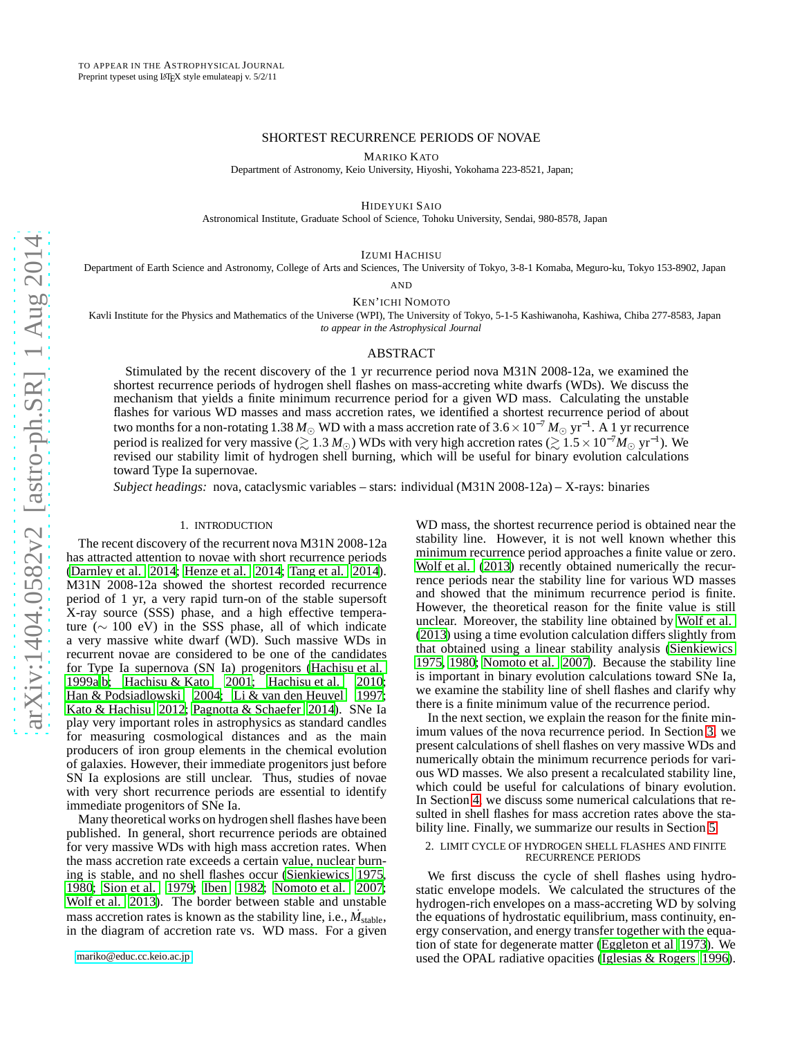TO APPEAR IN THE ASTROPHYSICAL JOURNAL
Preprint typeset using LaTeX style emulateapj v. 5/2/11

# SHORTEST RECURRENCE PERIODS OF NOVAE

MARIKO KATO
Department of Astronomy, Keio University, Hiyoshi, Yokohama 223-8521, Japan;

HIDEYUKI SAIO
Astronomical Institute, Graduate School of Science, Tohoku University, Sendai, 980-8578, Japan

IZUMI HACHISU
Department of Earth Science and Astronomy, College of Arts and Sciences, The University of Tokyo, 3-8-1 Komaba, Meguro-ku, Tokyo 153-8902, Japan

AND

KEN'ICHI NOMOTO
Kavli Institute for the Physics and Mathematics of the Universe (WPI), The University of Tokyo, 5-1-5 Kashiwanoha, Kashiwa, Chiba 277-8583, Japan
*to appear in the Astrophysical Journal*

## ABSTRACT

Stimulated by the recent discovery of the 1 yr recurrence period nova M31N 2008-12a, we examined the shortest recurrence periods of hydrogen shell flashes on mass-accreting white dwarfs (WDs). We discuss the mechanism that yields a finite minimum recurrence period for a given WD mass. Calculating the unstable flashes for various WD masses and mass accretion rates, we identified a shortest recurrence period of about two months for a non-rotating $1.38\,M_\odot$ WD with a mass accretion rate of $3.6\times10^{-7}\,M_\odot\,\mathrm{yr}^{-1}$. A 1 yr recurrence period is realized for very massive ($\gtrsim 1.3\,M_\odot$) WDs with very high accretion rates ($\gtrsim 1.5\times10^{-7} M_\odot\,\mathrm{yr}^{-1}$). We revised our stability limit of hydrogen shell burning, which will be useful for binary evolution calculations toward Type Ia supernovae.

*Subject headings:* nova, cataclysmic variables – stars: individual (M31N 2008-12a) – X-rays: binaries

## 1. INTRODUCTION

The recent discovery of the recurrent nova M31N 2008-12a has attracted attention to novae with short recurrence periods (Darnley et al. 2014; Henze et al. 2014; Tang et al. 2014). M31N 2008-12a showed the shortest recorded recurrence period of 1 yr, a very rapid turn-on of the stable supersoft X-ray source (SSS) phase, and a high effective temperature ($\sim$ 100 eV) in the SSS phase, all of which indicate a very massive white dwarf (WD). Such massive WDs in recurrent novae are considered to be one of the candidates for Type Ia supernova (SN Ia) progenitors (Hachisu et al. 1999a,b; Hachisu & Kato 2001; Hachisu et al. 2010; Han & Podsiadlowski 2004; Li & van den Heuvel 1997; Kato & Hachisu 2012; Pagnotta & Schaefer 2014). SNe Ia play very important roles in astrophysics as standard candles for measuring cosmological distances and as the main producers of iron group elements in the chemical evolution of galaxies. However, their immediate progenitors just before SN Ia explosions are still unclear. Thus, studies of novae with very short recurrence periods are essential to identify immediate progenitors of SNe Ia.

Many theoretical works on hydrogen shell flashes have been published. In general, short recurrence periods are obtained for very massive WDs with high mass accretion rates. When the mass accretion rate exceeds a certain value, nuclear burning is stable, and no shell flashes occur (Sienkiewics 1975, 1980; Sion et al. 1979; Iben 1982; Nomoto et al. 2007; Wolf et al. 2013). The border between stable and unstable mass accretion rates is known as the stability line, i.e., $\dot{M}_{\rm stable}$, in the diagram of accretion rate vs. WD mass. For a given WD mass, the shortest recurrence period is obtained near the stability line. However, it is not well known whether this minimum recurrence period approaches a finite value or zero. Wolf et al. (2013) recently obtained numerically the recurrence periods near the stability line for various WD masses and showed that the minimum recurrence period is finite. However, the theoretical reason for the finite value is still unclear. Moreover, the stability line obtained by Wolf et al. (2013) using a time evolution calculation differs slightly from that obtained using a linear stability analysis (Sienkiewics 1975, 1980; Nomoto et al. 2007). Because the stability line is important in binary evolution calculations toward SNe Ia, we examine the stability line of shell flashes and clarify why there is a finite minimum value of the recurrence period.

In the next section, we explain the reason for the finite minimum values of the nova recurrence period. In Section 3, we present calculations of shell flashes on very massive WDs and numerically obtain the minimum recurrence periods for various WD masses. We also present a recalculated stability line, which could be useful for calculations of binary evolution. In Section 4, we discuss some numerical calculations that resulted in shell flashes for mass accretion rates above the stability line. Finally, we summarize our results in Section 5.

## 2. LIMIT CYCLE OF HYDROGEN SHELL FLASHES AND FINITE RECURRENCE PERIODS

We first discuss the cycle of shell flashes using hydrostatic envelope models. We calculated the structures of the hydrogen-rich envelopes on a mass-accreting WD by solving the equations of hydrostatic equilibrium, mass continuity, energy conservation, and energy transfer together with the equation of state for degenerate matter (Eggleton et al 1973). We used the OPAL radiative opacities (Iglesias & Rogers 1996).

mariko@educ.cc.keio.ac.jp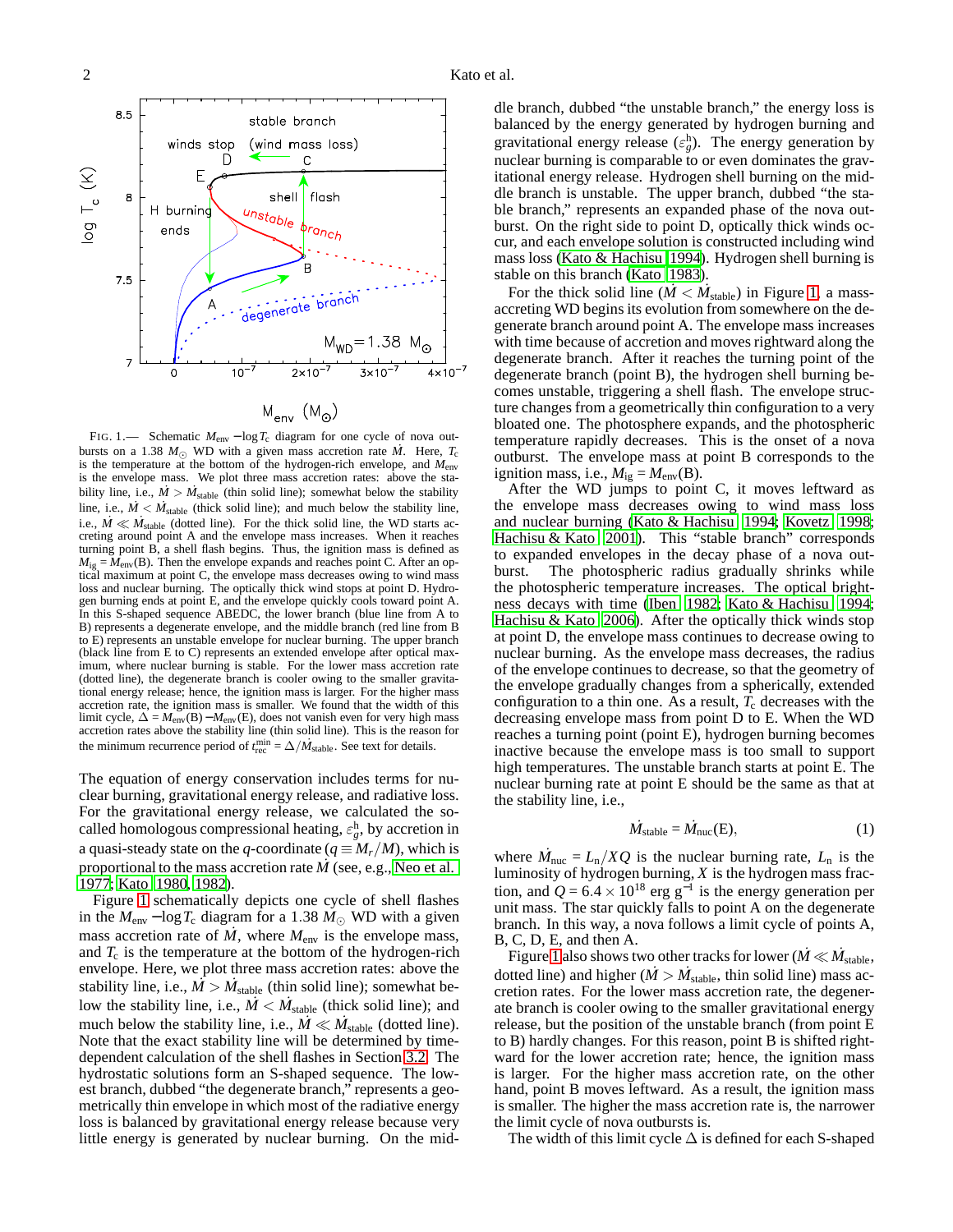FIG. 1.— Schematic $M_{\rm env}-\log T_{\rm c}$ diagram for one cycle of nova outbursts on a 1.38 $M_\odot$ WD with a given mass accretion rate $\dot M$. Here, $T_{\rm c}$ is the temperature at the bottom of the hydrogen-rich envelope, and $M_{\rm env}$ is the envelope mass. We plot three mass accretion rates: above the stability line, i.e., $\dot M > \dot M_{\rm stable}$ (thin solid line); somewhat below the stability line, i.e., $\dot M < \dot M_{\rm stable}$ (thick solid line); and much below the stability line, i.e., $\dot M \ll \dot M_{\rm stable}$ (dotted line). For the thick solid line, the WD starts accreting around point A and the envelope mass increases. When it reaches the turning point B, a shell flash begins. Thus, the ignition mass is defined as $M_{\rm ig} = M_{\rm env}$(B). Then the envelope expands and reaches point C. After an optical maximum at point C, the envelope mass decreases owing to wind mass loss and nuclear burning. The optically thick wind stops at point D. Hydrogen burning ends at point E, and the envelope quickly cools toward point A. In this S-shaped sequence ABEDC, the lower branch (blue line from A to B) represents a degenerate envelope, and the middle branch (red line from B to E) represents an unstable envelope for nuclear burning. The upper branch (black line from E to C) represents an extended envelope after optical maximum, where nuclear burning is stable. For the lower mass accretion rate (dotted line), the degenerate branch is cooler owing to the smaller gravitational energy release; hence, the ignition mass is larger. For the higher mass accretion rate, the ignition mass is smaller. We found that the width of this limit cycle, $\Delta = M_{\rm env}({\rm B}) - M_{\rm env}({\rm E})$, does not vanish even for very high mass accretion rates above the stability line (thin solid line). This is the reason for the minimum recurrence period of $t_{\rm rec}^{\rm min} = \Delta / \dot M_{\rm stable}$. See text for details.

The equation of energy conservation includes terms for nuclear burning, gravitational energy release, and radiative loss. For the gravitational energy release, we calculated the so-called homologous compressional heating, $\varepsilon_g^{\rm h}$, by accretion in a quasi-steady state on the $q$-coordinate ($q \equiv M_r/M$), which is proportional to the mass accretion rate $\dot M$ (see, e.g., Neo et al. 1977; Kato 1980, 1982).

Figure 1 schematically depicts one cycle of shell flashes in the $M_{\rm env}-\log T_{\rm c}$ diagram for a 1.38 $M_\odot$ WD with a given mass accretion rate of $\dot M$, where $M_{\rm env}$ is the envelope mass, and $T_{\rm c}$ is the temperature at the bottom of the hydrogen-rich envelope. Here, we plot three mass accretion rates: above the stability line, i.e., $\dot M > \dot M_{\rm stable}$ (thin solid line); somewhat below the stability line, i.e., $\dot M < \dot M_{\rm stable}$ (thick solid line); and much below the stability line, i.e., $\dot M \ll \dot M_{\rm stable}$ (dotted line). Note that the exact stability line will be determined by time-dependent calculation of the shell flashes in Section 3.2. The hydrostatic solutions form an S-shaped sequence. The lowest branch, dubbed "the degenerate branch," represents a geometrically thin envelope in which most of the radiative energy loss is balanced by gravitational energy release because very little energy is generated by nuclear burning. On the middle branch, dubbed "the unstable branch," the energy loss is balanced by the energy generated by hydrogen burning and gravitational energy release ($\varepsilon_g^{\rm h}$). The energy generation by nuclear burning is comparable to or even dominates the gravitational energy release. Hydrogen shell burning on the middle branch is unstable. The upper branch, dubbed "the stable branch," represents an expanded phase of the nova outburst. On the right side to point D, optically thick winds occur, and each envelope solution is constructed including wind mass loss (Kato & Hachisu 1994). Hydrogen shell burning is stable on this branch (Kato 1983).

For the thick solid line ($\dot M < \dot M_{\rm stable}$) in Figure 1, a mass-accreting WD begins its evolution from somewhere on the degenerate branch around point A. The envelope mass increases with time because of accretion and moves rightward along the degenerate branch. After it reaches the turning point of the degenerate branch (point B), the hydrogen shell burning becomes unstable, triggering a shell flash. The envelope structure changes from a geometrically thin configuration to a very bloated one. The photosphere expands, and the photospheric temperature rapidly decreases. This is the onset of a nova outburst. The envelope mass at point B corresponds to the ignition mass, i.e., $M_{\rm ig} = M_{\rm env}({\rm B})$.

After the WD jumps to point C, it moves leftward as the envelope mass decreases owing to wind mass loss and nuclear burning (Kato & Hachisu 1994; Kovetz 1998; Hachisu & Kato 2001). This "stable branch" corresponds to expanded envelopes in the decay phase of a nova outburst. The photospheric radius gradually shrinks while the photospheric temperature increases. The optical brightness decays with time (Iben 1982; Kato & Hachisu 1994; Hachisu & Kato 2006). After the optically thick winds stop at point D, the envelope mass continues to decrease owing to nuclear burning. As the envelope mass decreases, the radius of the envelope continues to decrease, so that the geometry of the envelope gradually changes from a spherically, extended configuration to a thin one. As a result, $T_{\rm c}$ decreases with the decreasing envelope mass from point D to E. When the WD reaches a turning point (point E), hydrogen burning becomes inactive because the envelope mass is too small to support high temperatures. The unstable branch starts at point E. The nuclear burning rate at point E should be the same as that at the stability line, i.e.,

$$\dot M_{\rm stable} = \dot M_{\rm nuc}({\rm E}), \tag{1}$$

where $\dot M_{\rm nuc} = L_{\rm n}/XQ$ is the nuclear burning rate, $L_{\rm n}$ is the luminosity of hydrogen burning, $X$ is the hydrogen mass fraction, and $Q = 6.4 \times 10^{18}$ erg g$^{-1}$ is the energy generation per unit mass. The star quickly falls to point A on the degenerate branch. In this way, a nova follows a limit cycle of points A, B, C, D, E, and then A.

Figure 1 also shows two other tracks for lower ($\dot M \ll \dot M_{\rm stable}$, dotted line) and higher ($\dot M > \dot M_{\rm stable}$, thin solid line) mass accretion rates. For the lower mass accretion rate, the degenerate branch is cooler owing to the smaller gravitational energy release, but the position of the unstable branch (from point E to B) hardly changes. For this reason, point B is shifted rightward for the lower accretion rate; hence, the ignition mass is larger. For the higher mass accretion rate, on the other hand, point B moves leftward. As a result, the ignition mass is smaller. The higher the mass accretion rate is, the narrower the limit cycle of nova outbursts is.

The width of this limit cycle $\Delta$ is defined for each S-shaped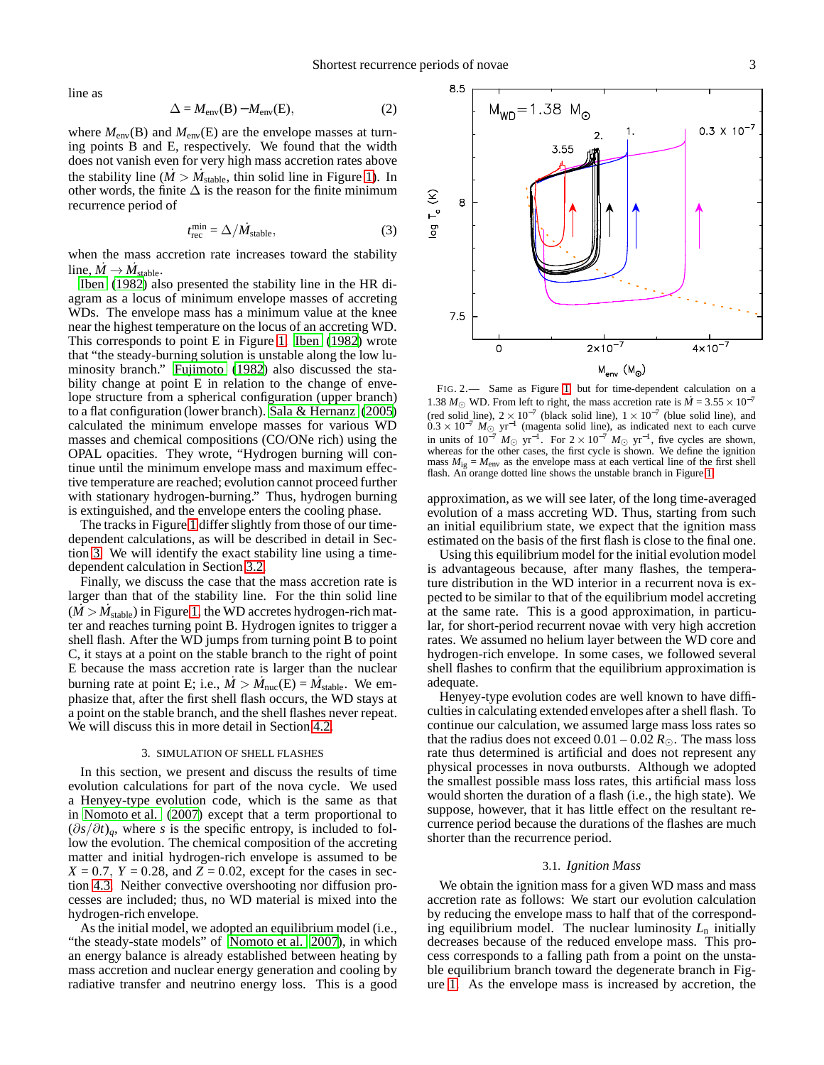line as

$$\Delta = M_{\rm env}({\rm B}) - M_{\rm env}({\rm E}), \tag{2}$$

where $M_{\rm env}$(B) and $M_{\rm env}$(E) are the envelope masses at turning points B and E, respectively. We found that the width does not vanish even for very high mass accretion rates above the stability line ($\dot{M} > \dot{M}_{\rm stable}$, thin solid line in Figure 1). In other words, the finite $\Delta$ is the reason for the finite minimum recurrence period of

$$t_{\rm rec}^{\rm min} = \Delta / \dot{M}_{\rm stable}, \tag{3}$$

when the mass accretion rate increases toward the stability line, $\dot{M} \rightarrow \dot{M}_{\rm stable}$.

Iben (1982) also presented the stability line in the HR diagram as a locus of minimum envelope masses of accreting WDs. The envelope mass has a minimum value at the knee near the highest temperature on the locus of an accreting WD. This corresponds to point E in Figure 1. Iben (1982) wrote that "the steady-burning solution is unstable along the low luminosity branch." Fujimoto (1982) also discussed the stability change at point E in relation to the change of envelope structure from a spherical configuration (upper branch) to a flat configuration (lower branch). Sala & Hernanz (2005) calculated the minimum envelope masses for various WD masses and chemical compositions (CO/ONe rich) using the OPAL opacities. They wrote, "Hydrogen burning will continue until the minimum envelope mass and maximum effective temperature are reached; evolution cannot proceed further with stationary hydrogen-burning." Thus, hydrogen burning is extinguished, and the envelope enters the cooling phase.

The tracks in Figure 1 differ slightly from those of our time-dependent calculations, as will be described in detail in Section 3. We will identify the exact stability line using a time-dependent calculation in Section 3.2.

Finally, we discuss the case that the mass accretion rate is larger than that of the stability line. For the thin solid line ($\dot{M} > \dot{M}_{\rm stable}$) in Figure 1, the WD accretes hydrogen-rich matter and reaches turning point B. Hydrogen ignites to trigger a shell flash. After the WD jumps from turning point B to point C, it stays at a point on the stable branch to the right of point E because the mass accretion rate is larger than the nuclear burning rate at point E; i.e., $\dot{M} > \dot{M}_{\rm nuc}({\rm E}) = \dot{M}_{\rm stable}$. We emphasize that, after the first shell flash occurs, the WD stays at a point on the stable branch, and the shell flashes never repeat. We will discuss this in more detail in Section 4.2.

## 3. SIMULATION OF SHELL FLASHES

In this section, we present and discuss the results of time evolution calculations for part of the nova cycle. We used a Henyey-type evolution code, which is the same as that in Nomoto et al. (2007) except that a term proportional to $(\partial s/\partial t)_q$, where $s$ is the specific entropy, is included to follow the evolution. The chemical composition of the accreting matter and initial hydrogen-rich envelope is assumed to be $X = 0.7$, $Y = 0.28$, and $Z = 0.02$, except for the cases in section 4.3. Neither convective overshooting nor diffusion processes are included; thus, no WD material is mixed into the hydrogen-rich envelope.

As the initial model, we adopted an equilibrium model (i.e., "the steady-state models" of Nomoto et al. 2007), in which an energy balance is already established between heating by mass accretion and nuclear energy generation and cooling by radiative transfer and neutrino energy loss. This is a good approximation, as we will see later, of the long time-averaged evolution of a mass accreting WD. Thus, starting from such an initial equilibrium state, we expect that the ignition mass estimated on the basis of the first flash is close to the final one.

FIG. 2.— Same as Figure 1 but for time-dependent calculation on a 1.38 $M_\odot$ WD. From left to right, the mass accretion rate is $\dot{M} = 3.55 \times 10^{-7}$ (red solid line), $2 \times 10^{-7}$ (black solid line), $1 \times 10^{-7}$ (blue solid line), and $0.3 \times 10^{-7}$ $M_\odot$ yr$^{-1}$ (magenta solid line), as indicated next to each curve in units of $10^{-7}$ $M_\odot$ yr$^{-1}$. For $2 \times 10^{-7}$ $M_\odot$ yr$^{-1}$, five cycles are shown, whereas for the other cases, the first cycle is shown. We define the ignition mass $M_{\rm ig} = M_{\rm env}$ as the envelope mass at each vertical line of the first shell flash. An orange dotted line shows the unstable branch in Figure 1.

Using this equilibrium model for the initial evolution model is advantageous because, after many flashes, the temperature distribution in the WD interior in a recurrent nova is expected to be similar to that of the equilibrium model accreting at the same rate. This is a good approximation, in particular, for short-period recurrent novae with very high accretion rates. We assumed no helium layer between the WD core and hydrogen-rich envelope. In some cases, we followed several shell flashes to confirm that the equilibrium approximation is adequate.

Henyey-type evolution codes are well known to have difficulties in calculating extended envelopes after a shell flash. To continue our calculation, we assumed large mass loss rates so that the radius does not exceed $0.01 - 0.02\ R_\odot$. The mass loss rate thus determined is artificial and does not represent any physical processes in nova outbursts. Although we adopted the smallest possible mass loss rates, this artificial mass loss would shorten the duration of a flash (i.e., the high state). We suppose, however, that it has little effect on the resultant recurrence period because the durations of the flashes are much shorter than the recurrence period.

### 3.1. *Ignition Mass*

We obtain the ignition mass for a given WD mass and mass accretion rate as follows: We start our evolution calculation by reducing the envelope mass to half that of the corresponding equilibrium model. The nuclear luminosity $L_{\rm n}$ initially decreases because of the reduced envelope mass. This process corresponds to a falling path from a point on the unstable equilibrium branch toward the degenerate branch in Figure 1. As the envelope mass is increased by accretion, the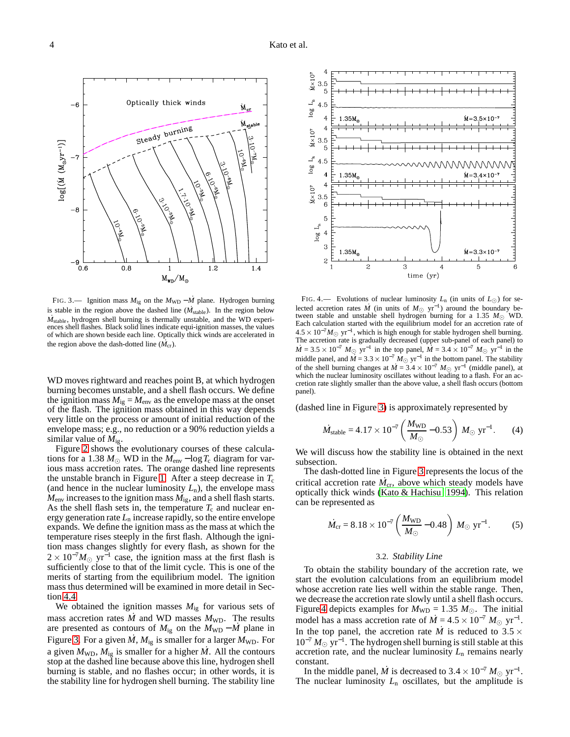FIG. 3.— Ignition mass $M_{ig}$ on the $M_{WD} - \dot{M}$ plane. Hydrogen burning is stable in the region above the dashed line ($\dot{M}_{stable}$). In the region below $\dot{M}_{stable}$, hydrogen shell burning is thermally unstable, and the WD experiences shell flashes. Black solid lines indicate equi-ignition masses, the values of which are shown beside each line. Optically thick winds are accelerated in the region above the dash-dotted line ($\dot{M}_{cr}$).

FIG. 4.— Evolutions of nuclear luminosity $L_n$ (in units of $L_\odot$) for selected accretion rates $\dot{M}$ (in units of $M_\odot$ yr$^{-1}$) around the boundary between stable and unstable shell hydrogen burning for a 1.35 $M_\odot$ WD. Each calculation started with the equilibrium model for an accretion rate of $4.5 \times 10^{-7} M_\odot$ yr$^{-1}$, which is high enough for stable hydrogen shell burning. The accretion rate is gradually decreased (upper sub-panel of each panel) to $\dot{M} = 3.5 \times 10^{-7}$ $M_\odot$ yr$^{-1}$ in the top panel, $\dot{M} = 3.4 \times 10^{-7}$ $M_\odot$ yr$^{-1}$ in the middle panel, and $\dot{M} = 3.3 \times 10^{-7}$ $M_\odot$ yr$^{-1}$ in the bottom panel. The stability of the shell burning changes at $\dot{M} = 3.4 \times 10^{-7}$ $M_\odot$ yr$^{-1}$ (middle panel), at which the nuclear luminosity oscillates without leading to a flash. For an accretion rate slightly smaller than the above value, a shell flash occurs (bottom panel).

WD moves rightward and reaches point B, at which hydrogen burning becomes unstable, and a shell flash occurs. We define the ignition mass $M_{ig} = M_{env}$ as the envelope mass at the onset of the flash. The ignition mass obtained in this way depends very little on the process or amount of initial reduction of the envelope mass; e.g., no reduction or a 90% reduction yields a similar value of $M_{ig}$.

Figure 2 shows the evolutionary courses of these calculations for a 1.38 $M_\odot$ WD in the $M_{env} - \log T_c$ diagram for various mass accretion rates. The orange dashed line represents the unstable branch in Figure 1. After a steep decrease in $T_c$ (and hence in the nuclear luminosity $L_n$), the envelope mass $M_{env}$ increases to the ignition mass $M_{ig}$, and a shell flash starts. As the shell flash sets in, the temperature $T_c$ and nuclear energy generation rate $L_n$ increase rapidly, so the entire envelope expands. We define the ignition mass as the mass at which the temperature rises steeply in the first flash. Although the ignition mass changes slightly for every flash, as shown for the $2 \times 10^{-7} M_\odot$ yr$^{-1}$ case, the ignition mass at the first flash is sufficiently close to that of the limit cycle. This is one of the merits of starting from the equilibrium model. The ignition mass thus determined will be examined in more detail in Section 4.4.

We obtained the ignition masses $M_{ig}$ for various sets of mass accretion rates $\dot{M}$ and WD masses $M_{WD}$. The results are presented as contours of $M_{ig}$ on the $M_{WD} - \dot{M}$ plane in Figure 3. For a given $\dot{M}$, $M_{ig}$ is smaller for a larger $M_{WD}$. For a given $M_{WD}$, $M_{ig}$ is smaller for a higher $\dot{M}$. All the contours stop at the dashed line because above this line, hydrogen shell burning is stable, and no flashes occur; in other words, it is the stability line for hydrogen shell burning. The stability line (dashed line in Figure 3) is approximately represented by

$$\dot{M}_{stable} = 4.17 \times 10^{-7} \left( \frac{M_{WD}}{M_\odot} - 0.53 \right) M_\odot \text{ yr}^{-1}. \quad (4)$$

We will discuss how the stability line is obtained in the next subsection.

The dash-dotted line in Figure 3 represents the locus of the critical accretion rate $\dot{M}_{cr}$, above which steady models have optically thick winds (Kato & Hachisu 1994). This relation can be represented as

$$\dot{M}_{cr} = 8.18 \times 10^{-7} \left( \frac{M_{WD}}{M_\odot} - 0.48 \right) M_\odot \text{ yr}^{-1}. \quad (5)$$

### 3.2. *Stability Line*

To obtain the stability boundary of the accretion rate, we start the evolution calculations from an equilibrium model whose accretion rate lies well within the stable range. Then, we decrease the accretion rate slowly until a shell flash occurs. Figure 4 depicts examples for $M_{WD} = 1.35$ $M_\odot$. The initial model has a mass accretion rate of $\dot{M} = 4.5 \times 10^{-7}$ $M_\odot$ yr$^{-1}$. In the top panel, the accretion rate $\dot{M}$ is reduced to $3.5 \times 10^{-7}$ $M_\odot$ yr$^{-1}$. The hydrogen shell burning is still stable at this accretion rate, and the nuclear luminosity $L_n$ remains nearly constant.

In the middle panel, $\dot{M}$ is decreased to $3.4 \times 10^{-7}$ $M_\odot$ yr$^{-1}$. The nuclear luminosity $L_n$ oscillates, but the amplitude is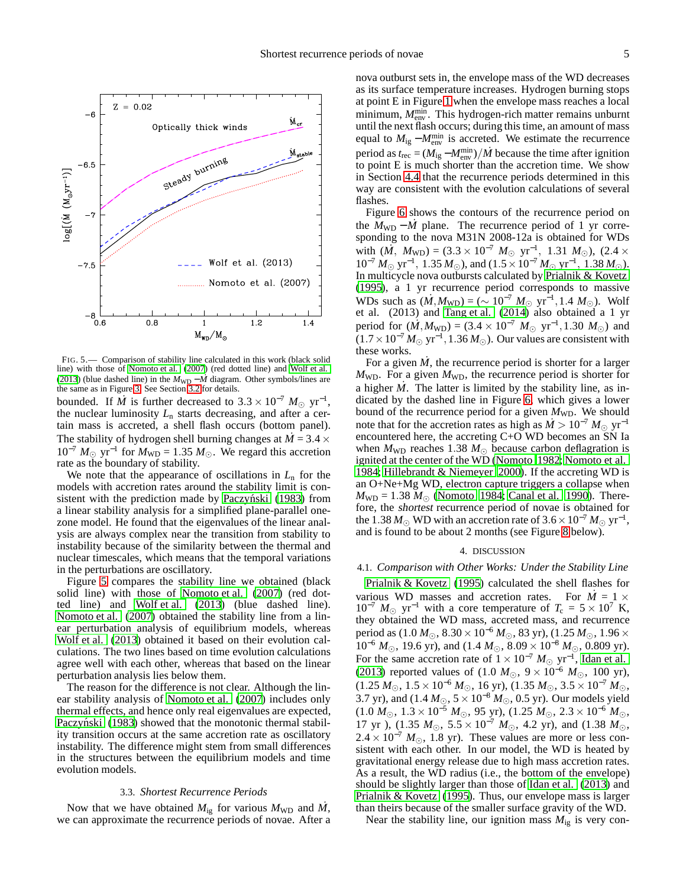FIG. 5.— Comparison of stability line calculated in this work (black solid line) with those of Nomoto et al. (2007) (red dotted line) and Wolf et al. (2013) (blue dashed line) in the $M_{\rm WD}-\dot{M}$ diagram. Other symbols/lines are the same as in Figure 3. See Section 3.2 for details.

bounded. If $\dot{M}$ is further decreased to $3.3\times10^{-7}~M_\odot$ yr$^{-1}$, the nuclear luminosity $L_{\rm n}$ starts decreasing, and after a certain mass is accreted, a shell flash occurs (bottom panel). The stability of hydrogen shell burning changes at $\dot{M}=3.4\times10^{-7}~M_\odot$ yr$^{-1}$ for $M_{\rm WD}=1.35~M_\odot$. We regard this accretion rate as the boundary of stability.

We note that the appearance of oscillations in $L_{\rm n}$ for the models with accretion rates around the stability limit is consistent with the prediction made by Paczyński (1983) from a linear stability analysis for a simplified plane-parallel one-zone model. He found that the eigenvalues of the linear analysis are always complex near the transition from stability to instability because of the similarity between the thermal and nuclear timescales, which means that the temporal variations in the perturbations are oscillatory.

Figure 5 compares the stability line we obtained (black solid line) with those of Nomoto et al. (2007) (red dotted line) and Wolf et al. (2013) (blue dashed line). Nomoto et al. (2007) obtained the stability line from a linear perturbation analysis of equilibrium models, whereas Wolf et al. (2013) obtained it based on their evolution calculations. The two lines based on time evolution calculations agree well with each other, whereas that based on the linear perturbation analysis lies below them.

The reason for the difference is not clear. Although the linear stability analysis of Nomoto et al. (2007) includes only thermal effects, and hence only real eigenvalues are expected, Paczyński (1983) showed that the monotonic thermal stability transition occurs at the same accretion rate as oscillatory instability. The difference might stem from small differences in the structures between the equilibrium models and time evolution models.

### 3.3. *Shortest Recurrence Periods*

Now that we have obtained $M_{\rm ig}$ for various $M_{\rm WD}$ and $\dot{M}$, we can approximate the recurrence periods of novae. After a nova outburst sets in, the envelope mass of the WD decreases as its surface temperature increases. Hydrogen burning stops at point E in Figure 1 when the envelope mass reaches a local minimum, $M_{\rm env}^{\rm min}$. This hydrogen-rich matter remains unburnt until the next flash occurs; during this time, an amount of mass equal to $M_{\rm ig}-M_{\rm env}^{\rm min}$ is accreted. We estimate the recurrence period as $t_{\rm rec}=(M_{\rm ig}-M_{\rm env}^{\rm min})/\dot{M}$ because the time after ignition to point E is much shorter than the accretion time. We show in Section 4.4 that the recurrence periods determined in this way are consistent with the evolution calculations of several flashes.

Figure 6 shows the contours of the recurrence period on the $M_{\rm WD}-\dot{M}$ plane. The recurrence period of 1 yr corresponding to the nova M31N 2008-12a is obtained for WDs with ($\dot{M}$, $M_{\rm WD}$) = ($3.3\times10^{-7}~M_\odot$ yr$^{-1}$, $1.31~M_\odot$), ($2.4\times10^{-7}~M_\odot$ yr$^{-1}$, $1.35~M_\odot$), and ($1.5\times10^{-7}~M_\odot$ yr$^{-1}$, $1.38~M_\odot$). In multicycle nova outbursts calculated by Prialnik & Kovetz (1995), a 1 yr recurrence period corresponds to massive WDs such as $(\dot{M},M_{\rm WD})=(\sim10^{-7}~M_\odot~{\rm yr}^{-1},1.4~M_\odot)$. Wolf et al. (2013) and Tang et al. (2014) also obtained a 1 yr period for $(\dot{M},M_{\rm WD})=(3.4\times10^{-7}~M_\odot~{\rm yr}^{-1},1.30~M_\odot)$ and $(1.7\times10^{-7}~M_\odot~{\rm yr}^{-1},1.36~M_\odot)$. Our values are consistent with these works.

For a given $\dot{M}$, the recurrence period is shorter for a larger $M_{\rm WD}$. For a given $M_{\rm WD}$, the recurrence period is shorter for a higher $\dot{M}$. The latter is limited by the stability line, as indicated by the dashed line in Figure 6, which gives a lower bound of the recurrence period for a given $M_{\rm WD}$. We should note that for the accretion rates as high as $\dot{M}>10^{-7}~M_\odot$ yr$^{-1}$ encountered here, the accreting C+O WD becomes an SN Ia when $M_{\rm WD}$ reaches $1.38~M_\odot$ because carbon deflagration is ignited at the center of the WD (Nomoto 1982; Nomoto et al. 1984; Hillebrandt & Niemeyer 2000). If the accreting WD is an O+Ne+Mg WD, electron capture triggers a collapse when $M_{\rm WD}=1.38~M_\odot$ (Nomoto 1984; Canal et al. 1990). Therefore, the *shortest* recurrence period of novae is obtained for the $1.38~M_\odot$ WD with an accretion rate of $3.6\times10^{-7}~M_\odot$ yr$^{-1}$, and is found to be about 2 months (see Figure 8 below).

## 4. DISCUSSION

### 4.1. *Comparison with Other Works: Under the Stability Line*

Prialnik & Kovetz (1995) calculated the shell flashes for various WD masses and accretion rates. For $\dot{M}=1\times10^{-7}~M_\odot$ yr$^{-1}$ with a core temperature of $T_{\rm c}=5\times10^7$ K, they obtained the WD mass, accreted mass, and recurrence period as ($1.0~M_\odot$, $8.30\times10^{-6}~M_\odot$, 83 yr), ($1.25~M_\odot$, $1.96\times10^{-6}~M_\odot$, 19.6 yr), and ($1.4~M_\odot$, $8.09\times10^{-8}~M_\odot$, 0.809 yr). For the same accretion rate of $1\times10^{-7}~M_\odot$ yr$^{-1}$, Idan et al. (2013) reported values of ($1.0~M_\odot$, $9\times10^{-6}~M_\odot$, 100 yr), ($1.25~M_\odot$, $1.5\times10^{-6}~M_\odot$, 16 yr), ($1.35~M_\odot$, $3.5\times10^{-7}~M_\odot$, 3.7 yr), and ($1.4~M_\odot$, $5\times10^{-8}~M_\odot$, 0.5 yr). Our models yield ($1.0~M_\odot$, $1.3\times10^{-5}~M_\odot$, 95 yr), ($1.25~M_\odot$, $2.3\times10^{-6}~M_\odot$, 17 yr ), ($1.35~M_\odot$, $5.5\times10^{-7}~M_\odot$, 4.2 yr), and ($1.38~M_\odot$, $2.4\times10^{-7}~M_\odot$, 1.8 yr). These values are more or less consistent with each other. In our model, the WD is heated by gravitational energy release due to high mass accretion rates. As a result, the WD radius (i.e., the bottom of the envelope) should be slightly larger than those of Idan et al. (2013) and Prialnik & Kovetz (1995). Thus, our envelope mass is larger than theirs because of the smaller surface gravity of the WD.

Near the stability line, our ignition mass $M_{\rm ig}$ is very con-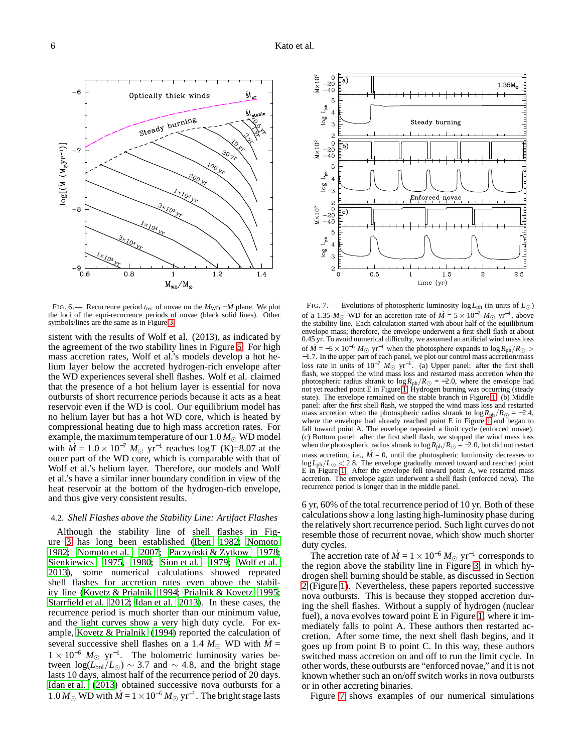FIG. 6.— Recurrence period $t_{\rm rec}$ of novae on the $M_{\rm WD}-\dot{M}$ plane. We plot the loci of the equi-recurrence periods of novae (black solid lines). Other symbols/lines are the same as in Figure 3.

FIG. 7.— Evolutions of photospheric luminosity $\log L_{\rm ph}$ (in units of $L_\odot$) of a 1.35 $M_\odot$ WD for an accretion rate of $\dot{M} = 5 \times 10^{-7}\ M_\odot$ yr$^{-1}$, above the stability line. Each calculation started with about half of the equilibrium envelope mass; therefore, the envelope underwent a first shell flash at about 0.45 yr. To avoid numerical difficulty, we assumed an artificial wind mass loss of $\dot{M} = -5 \times 10^{-6}\ M_\odot$ yr$^{-1}$ when the photosphere expands to $\log R_{\rm ph}/R_\odot > -1.7$. In the upper part of each panel, we plot our control mass accretion/mass loss rate in units of $10^{-7}\ M_\odot$ yr$^{-1}$. (a) Upper panel: after the first shell flash, we stopped the wind mass loss and restarted mass accretion when the photospheric radius shrank to $\log R_{\rm ph}/R_\odot = -2.0$, where the envelope had not yet reached point E in Figure 1. Hydrogen burning was occurring (steady state). The envelope remained on the stable branch in Figure 1. (b) Middle panel: after the first shell flash, we stopped the wind mass loss and restarted mass accretion when the photospheric radius shrank to $\log R_{\rm ph}/R_\odot = -2.4$, where the envelope had already reached point E in Figure 1 and began to fall toward point A. The envelope repeated a limit cycle (enforced novae). (c) Bottom panel: after the first shell flash, we stopped the wind mass loss when the photospheric radius shrank to $\log R_{\rm ph}/R_\odot = -2.0$, but did not restart mass accretion, i.e., $\dot{M} = 0$, until the photospheric luminosity decreases to $\log L_{\rm ph}/L_\odot < 2.8$. The envelope gradually moved toward and reached point E in Figure 1. After the envelope fell toward point A, we restarted mass accretion. The envelope again underwent a shell flash (enforced nova). The recurrence period is longer than in the middle panel.

sistent with the results of Wolf et al. (2013), as indicated by the agreement of the two stability lines in Figure 5. For high mass accretion rates, Wolf et al.'s models develop a hot helium layer below the accreted hydrogen-rich envelope after the WD experiences several shell flashes. Wolf et al. claimed that the presence of a hot helium layer is essential for nova outbursts of short recurrence periods because it acts as a heat reservoir even if the WD is cool. Our equilibrium model has no helium layer but has a hot WD core, which is heated by compressional heating due to high mass accretion rates. For example, the maximum temperature of our 1.0 $M_\odot$ WD model with $\dot{M} = 1.0 \times 10^{-7}\ M_\odot$ yr$^{-1}$ reaches $\log T$ (K)=8.07 at the outer part of the WD core, which is comparable with that of Wolf et al.'s helium layer. Therefore, our models and Wolf et al.'s have a similar inner boundary condition in view of the heat reservoir at the bottom of the hydrogen-rich envelope, and thus give very consistent results.

### 4.2. *Shell Flashes above the Stability Line: Artifact Flashes*

Although the stability line of shell flashes in Figure 3 has long been established (Iben 1982; Nomoto 1982; Nomoto et al. 2007; Paczyński & Żytkow 1978; Sienkiewics 1975, 1980; Sion et al. 1979; Wolf et al. 2013), some numerical calculations showed repeated shell flashes for accretion rates even above the stability line (Kovetz & Prialnik 1994; Prialnik & Kovetz 1995; Starrfield et al. 2012; Idan et al. 2013). In these cases, the recurrence period is much shorter than our minimum value, and the light curves show a very high duty cycle. For example, Kovetz & Prialnik (1994) reported the calculation of several successive shell flashes on a 1.4 $M_\odot$ WD with $\dot{M} = 1 \times 10^{-6}\ M_\odot$ yr$^{-1}$. The bolometric luminosity varies between $\log(L_{\rm bol}/L_\odot) \sim 3.7$ and $\sim 4.8$, and the bright stage lasts 10 days, almost half of the recurrence period of 20 days. Idan et al. (2013) obtained successive nova outbursts for a 1.0 $M_\odot$ WD with $\dot{M} = 1 \times 10^{-6}\ M_\odot$ yr$^{-1}$. The bright stage lasts 6 yr, 60% of the total recurrence period of 10 yr. Both of these calculations show a long lasting high-luminosity phase during the relatively short recurrence period. Such light curves do not resemble those of recurrent novae, which show much shorter duty cycles.

The accretion rate of $\dot{M} = 1 \times 10^{-6}\ M_\odot$ yr$^{-1}$ corresponds to the region above the stability line in Figure 3, in which hydrogen shell burning should be stable, as discussed in Section 2 (Figure 1). Nevertheless, these papers reported successive nova outbursts. This is because they stopped accretion during the shell flashes. Without a supply of hydrogen (nuclear fuel), a nova evolves toward point E in Figure 1, where it immediately falls to point A. These authors then restarted accretion. After some time, the next shell flash begins, and it goes up from point B to point C. In this way, these authors switched mass accretion on and off to run the limit cycle. In other words, these outbursts are "enforced novae," and it is not known whether such an on/off switch works in nova outbursts or in other accreting binaries.

Figure 7 shows examples of our numerical simulations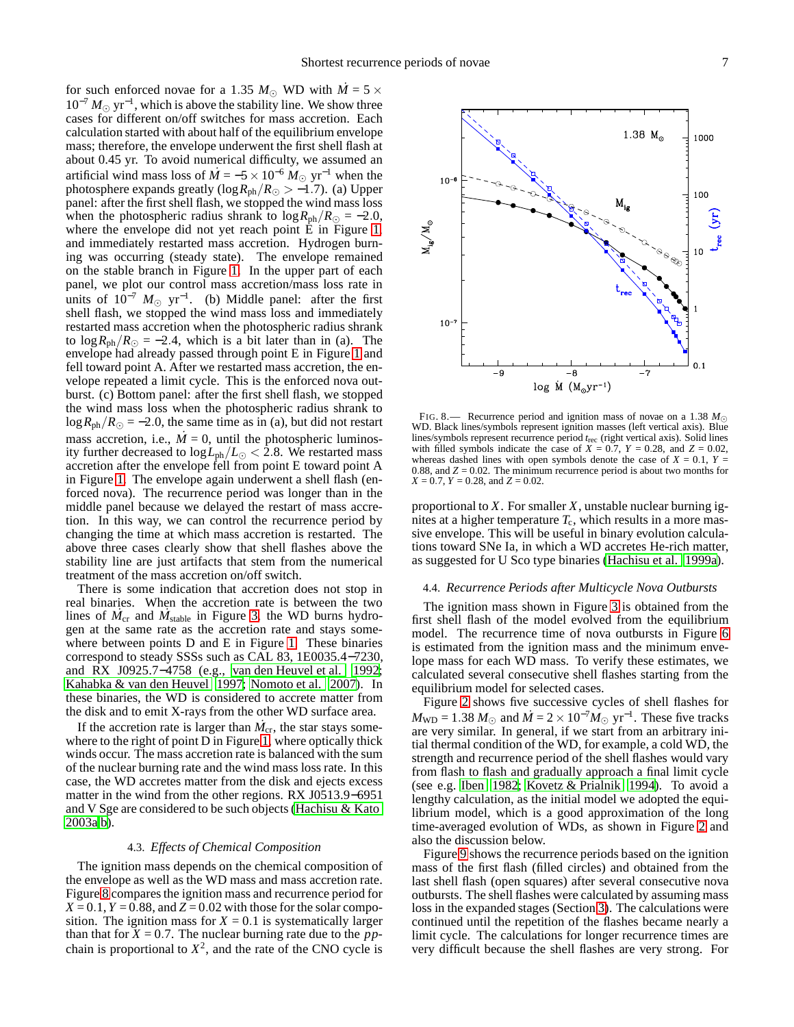for such enforced novae for a 1.35 $M_\odot$ WD with $\dot{M} = 5 \times 10^{-7}\ M_\odot\ \mathrm{yr}^{-1}$, which is above the stability line. We show three cases for different on/off switches for mass accretion. Each calculation started with about half of the equilibrium envelope mass; therefore, the envelope underwent the first shell flash at about 0.45 yr. To avoid numerical difficulty, we assumed an artificial wind mass loss of $\dot{M} = -5 \times 10^{-6}\ M_\odot\ \mathrm{yr}^{-1}$ when the photosphere expands greatly ($\log R_{\rm ph}/R_\odot > -1.7$). (a) Upper panel: after the first shell flash, we stopped the wind mass loss when the photospheric radius shrank to $\log R_{\rm ph}/R_\odot = -2.0$, where the envelope did not yet reach point E in Figure 1, and immediately restarted mass accretion. Hydrogen burning was occurring (steady state). The envelope remained on the stable branch in Figure 1. In the upper part of each panel, we plot our control mass accretion/mass loss rate in units of $10^{-7}\ M_\odot\ \mathrm{yr}^{-1}$. (b) Middle panel: after the first shell flash, we stopped the wind mass loss and immediately restarted mass accretion when the photospheric radius shrank to $\log R_{\rm ph}/R_\odot = -2.4$, which is a bit later than in (a). The envelope had already passed through point E in Figure 1 and fell toward point A. After we restarted mass accretion, the envelope repeated a limit cycle. This is the enforced nova outburst. (c) Bottom panel: after the first shell flash, we stopped the wind mass loss when the photospheric radius shrank to $\log R_{\rm ph}/R_\odot = -2.0$, the same time as in (a), but did not restart mass accretion, i.e., $\dot{M} = 0$, until the photospheric luminosity further decreased to $\log L_{\rm ph}/L_\odot < 2.8$. We restarted mass accretion after the envelope fell from point E toward point A in Figure 1. The envelope again underwent a shell flash (enforced nova). The recurrence period was longer than in the middle panel because we delayed the restart of mass accretion. In this way, we can control the recurrence period by changing the time at which mass accretion is restarted. The above three cases clearly show that shell flashes above the stability line are just artifacts that stem from the numerical treatment of the mass accretion on/off switch.

There is some indication that accretion does not stop in real binaries. When the accretion rate is between the two lines of $\dot{M}_{\rm cr}$ and $\dot{M}_{\rm stable}$ in Figure 3, the WD burns hydrogen at the same rate as the accretion rate and stays somewhere between points D and E in Figure 1. These binaries correspond to steady SSSs such as CAL 83, 1E0035.4−7230, and RX J0925.7−4758 (e.g., van den Heuvel et al. 1992; Kahabka & van den Heuvel 1997; Nomoto et al. 2007). In these binaries, the WD is considered to accrete matter from the disk and to emit X-rays from the other WD surface area.

If the accretion rate is larger than $\dot{M}_{\rm cr}$, the star stays somewhere to the right of point D in Figure 1, where optically thick winds occur. The mass accretion rate is balanced with the sum of the nuclear burning rate and the wind mass loss rate. In this case, the WD accretes matter from the disk and ejects excess matter in the wind from the other regions. RX J0513.9−6951 and V Sge are considered to be such objects (Hachisu & Kato 2003a,b).

### 4.3. *Effects of Chemical Composition*

The ignition mass depends on the chemical composition of the envelope as well as the WD mass and mass accretion rate. Figure 8 compares the ignition mass and recurrence period for $X = 0.1$, $Y = 0.88$, and $Z = 0.02$ with those for the solar composition. The ignition mass for $X = 0.1$ is systematically larger than that for $X = 0.7$. The nuclear burning rate due to the $pp$-chain is proportional to $X^2$, and the rate of the CNO cycle is proportional to $X$. For smaller $X$, unstable nuclear burning ignites at a higher temperature $T_{\rm c}$, which results in a more massive envelope. This will be useful in binary evolution calculations toward SNe Ia, in which a WD accretes He-rich matter, as suggested for U Sco type binaries (Hachisu et al. 1999a).

FIG. 8.— Recurrence period and ignition mass of novae on a 1.38 $M_\odot$ WD. Black lines/symbols represent ignition masses (left vertical axis). Blue lines/symbols represent recurrence period $t_{\rm rec}$ (right vertical axis). Solid lines with filled symbols indicate the case of $X = 0.7$, $Y = 0.28$, and $Z = 0.02$, whereas dashed lines with open symbols denote the case of $X = 0.1$, $Y = 0.88$, and $Z = 0.02$. The minimum recurrence period is about two months for $X = 0.7$, $Y = 0.28$, and $Z = 0.02$.

### 4.4. *Recurrence Periods after Multicycle Nova Outbursts*

The ignition mass shown in Figure 3 is obtained from the first shell flash of the model evolved from the equilibrium model. The recurrence time of nova outbursts in Figure 6 is estimated from the ignition mass and the minimum envelope mass for each WD mass. To verify these estimates, we calculated several consecutive shell flashes starting from the equilibrium model for selected cases.

Figure 2 shows five successive cycles of shell flashes for $M_{\rm WD} = 1.38\ M_\odot$ and $\dot{M} = 2 \times 10^{-7} M_\odot\ \mathrm{yr}^{-1}$. These five tracks are very similar. In general, if we start from an arbitrary initial thermal condition of the WD, for example, a cold WD, the strength and recurrence period of the shell flashes would vary from flash to flash and gradually approach a final limit cycle (see e.g. Iben 1982; Kovetz & Prialnik 1994). To avoid a lengthy calculation, as the initial model we adopted the equilibrium model, which is a good approximation of the long time-averaged evolution of WDs, as shown in Figure 2 and also the discussion below.

Figure 9 shows the recurrence periods based on the ignition mass of the first flash (filled circles) and obtained from the last shell flash (open squares) after several consecutive nova outbursts. The shell flashes were calculated by assuming mass loss in the expanded stages (Section 3). The calculations were continued until the repetition of the flashes became nearly a limit cycle. The calculations for longer recurrence times are very difficult because the shell flashes are very strong. For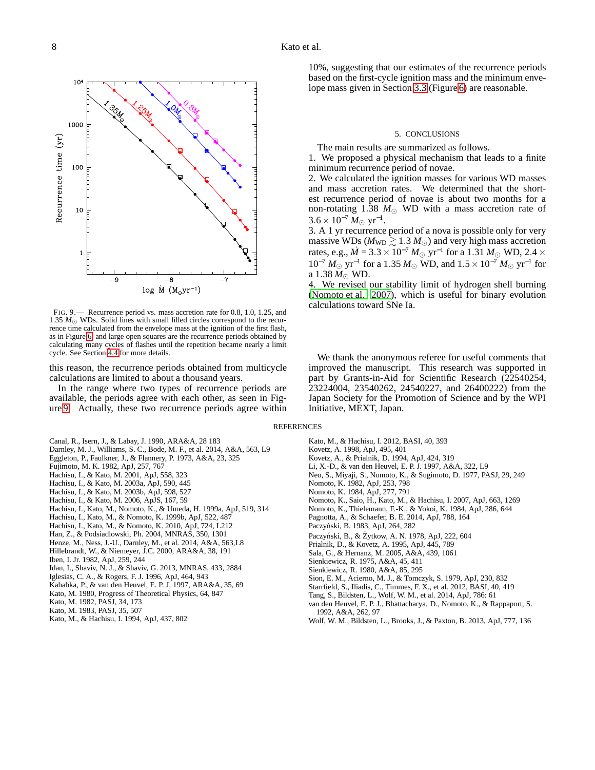$10^4$

1000

100

10

1

−9 −8 −7

Recurrence time (yr)

log $\dot{M}$ ($M_\odot$yr$^{-1}$)

1.35$M_\odot$

1.25$M_\odot$

1.0$M_\odot$

0.8$M_\odot$

FIG. 9.— Recurrence period vs. mass accretion rate for 0.8, 1.0, 1.25, and 1.35 $M_\odot$ WDs. Solid lines with small filled circles correspond to the recurrence time calculated from the envelope mass at the ignition of the first flash, as in Figure 6, and large open squares are the recurrence periods obtained by calculating many cycles of flashes until the repetition became nearly a limit cycle. See Section 4.4 for more details.

this reason, the recurrence periods obtained from multicycle calculations are limited to about a thousand years.

In the range where two types of recurrence periods are available, the periods agree with each other, as seen in Figure 9. Actually, these two recurrence periods agree within 10%, suggesting that our estimates of the recurrence periods based on the first-cycle ignition mass and the minimum envelope mass given in Section 3.3 (Figure 6) are reasonable.

## 5. CONCLUSIONS

The main results are summarized as follows.

1. We proposed a physical mechanism that leads to a finite minimum recurrence period of novae.
2. We calculated the ignition masses for various WD masses and mass accretion rates. We determined that the shortest recurrence period of novae is about two months for a non-rotating 1.38 $M_\odot$ WD with a mass accretion rate of $3.6 \times 10^{-7}$ $M_\odot$ yr$^{-1}$.
3. A 1 yr recurrence period of a nova is possible only for very massive WDs ($M_{\rm WD} \gtrsim 1.3$ $M_\odot$) and very high mass accretion rates, e.g., $\dot{M} = 3.3 \times 10^{-7}$ $M_\odot$ yr$^{-1}$ for a 1.31 $M_\odot$ WD, $2.4 \times 10^{-7}$ $M_\odot$ yr$^{-1}$ for a 1.35 $M_\odot$ WD, and $1.5 \times 10^{-7}$ $M_\odot$ yr$^{-1}$ for a 1.38 $M_\odot$ WD.
4. We revised our stability limit of hydrogen shell burning (Nomoto et al. 2007), which is useful for binary evolution calculations toward SNe Ia.

We thank the anonymous referee for useful comments that improved the manuscript. This research was supported in part by Grants-in-Aid for Scientific Research (22540254, 23224004, 23540262, 24540227, and 26400222) from the Japan Society for the Promotion of Science and by the WPI Initiative, MEXT, Japan.

## REFERENCES

Canal, R., Isern, J., & Labay, J. 1990, ARA&A, 28 183
Darnley, M. J., Williams, S. C., Bode, M. F., et al. 2014, A&A, 563, L9
Eggleton, P., Faulkner, J., & Flannery, P. 1973, A&A, 23, 325
Fujimoto, M. K. 1982, ApJ, 257, 767
Hachisu, I., & Kato, M. 2001, ApJ, 558, 323
Hachisu, I., & Kato, M. 2003a, ApJ, 590, 445
Hachisu, I., & Kato, M. 2003b, ApJ, 598, 527
Hachisu, I., & Kato, M. 2006, ApJS, 167, 59
Hachisu, I., Kato, M., Nomoto, K., & Umeda, H. 1999a, ApJ, 519, 314
Hachisu, I., Kato, M., & Nomoto, K. 1999b, ApJ, 522, 487
Hachisu, I., Kato, M., & Nomoto, K. 2010, ApJ, 724, L212
Han, Z., & Podsiadlowski, Ph. 2004, MNRAS, 350, 1301
Henze, M., Ness, J.-U., Darnley, M., et al. 2014, A&A, 563,L8
Hillebrandt, W., & Niemeyer, J.C. 2000, ARA&A, 38, 191
Iben, I. Jr. 1982, ApJ, 259, 244
Idan, I., Shaviv, N. J., & Shaviv, G. 2013, MNRAS, 433, 2884
Iglesias, C. A., & Rogers, F. J. 1996, ApJ, 464, 943
Kahabka, P., & van den Heuvel, E. P. J. 1997, ARA&A, 35, 69
Kato, M. 1980, Progress of Theoretical Physics, 64, 847
Kato, M. 1982, PASJ, 34, 173
Kato, M. 1983, PASJ, 35, 507
Kato, M., & Hachisu, I. 1994, ApJ, 437, 802
Kato, M., & Hachisu, I. 2012, BASI, 40, 393
Kovetz, A. 1998, ApJ, 495, 401
Kovetz, A., & Prialnik, D. 1994, ApJ, 424, 319
Li, X.-D., & van den Heuvel, E. P. J. 1997, A&A, 322, L9
Neo, S., Miyaji, S., Nomoto, K., & Sugimoto, D. 1977, PASJ, 29, 249
Nomoto, K. 1982, ApJ, 253, 798
Nomoto, K. 1984, ApJ, 277, 791
Nomoto, K., Saio, H., Kato, M., & Hachisu, I. 2007, ApJ, 663, 1269
Nomoto, K., Thielemann, F.-K., & Yokoi, K. 1984, ApJ, 286, 644
Pagnotta, A., & Schaefer, B. E. 2014, ApJ, 788, 164
Paczyński, B. 1983, ApJ, 264, 282
Paczyński, B., & Żytkow, A. N. 1978, ApJ, 222, 604
Prialnik, D., & Kovetz, A. 1995, ApJ, 445, 789
Sala, G., & Hernanz, M. 2005, A&A, 439, 1061
Sienkiewicz, R. 1975, A&A, 45, 411
Sienkiewicz, R. 1980, A&A, 85, 295
Sion, E. M., Acierno, M. J., & Tomczyk, S. 1979, ApJ, 230, 832
Starrfield, S., Iliadis, C., Timmes, F. X., et al. 2012, BASI, 40, 419
Tang, S., Bildsten, L., Wolf, W. M., et al. 2014, ApJ, 786: 61
van den Heuvel, E. P. J., Bhattacharya, D., Nomoto, K., & Rappaport, S. 1992, A&A, 262, 97
Wolf, W. M., Bildsten, L., Brooks, J., & Paxton, B. 2013, ApJ, 777, 136